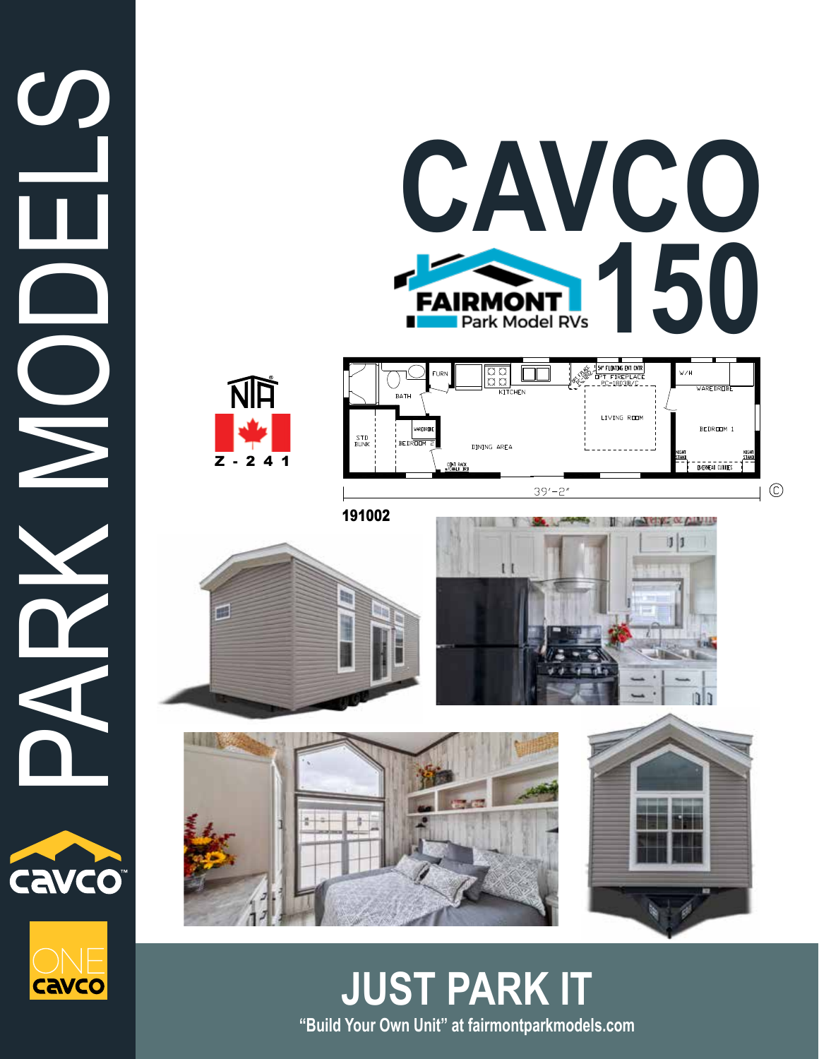# PARK MODELS

# CAVCO 150

FAIRMONT Park Model RVs

NTA Z-241

BATH | FURN | KITCHEN | 54" FLOATING ENT CNTR | OPT FIREPLACE PC-1803B/C | LIVING ROOM | W/H | WARDROBE | BEDROOM 1 | NIGHT STAND | OVERHEAD CUBIES | STD BUNK | WARDROBE | BEDROOM 2 | DINING AREA | CONT BACK W/CHALK BRD

39'-2"

191002

cavco

ONE cavco

## JUST PARK IT

**"Build Your Own Unit" at fairmontparkmodels.com**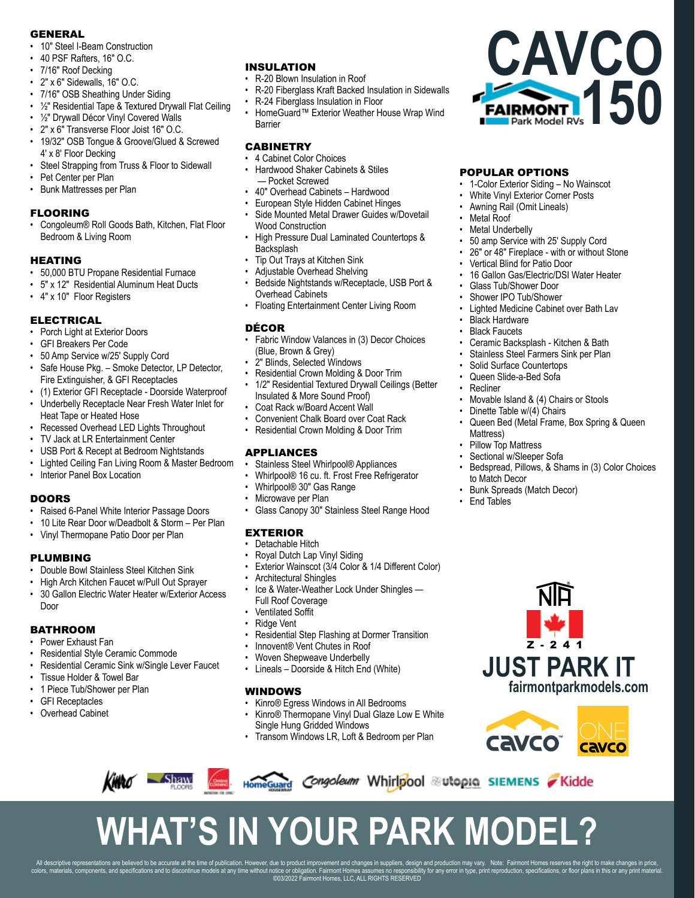# CAVCO 150

FAIRMONT Park Model RVs

## GENERAL

- 10" Steel I-Beam Construction
- 40 PSF Rafters, 16" O.C.
- 7/16" Roof Decking
- 2" x 6" Sidewalls, 16" O.C.
- 7/16" OSB Sheathing Under Siding
- ½" Residential Tape & Textured Drywall Flat Ceiling
- ½" Drywall Décor Vinyl Covered Walls
- 2" x 6" Transverse Floor Joist 16" O.C.
- 19/32" OSB Tongue & Groove/Glued & Screwed 4' x 8' Floor Decking
- Steel Strapping from Truss & Floor to Sidewall
- Pet Center per Plan
- Bunk Mattresses per Plan

## FLOORING

- Congoleum® Roll Goods Bath, Kitchen, Flat Floor Bedroom & Living Room

## HEATING

- 50,000 BTU Propane Residential Furnace
- 5" x 12" Residential Aluminum Heat Ducts
- 4" x 10" Floor Registers

## ELECTRICAL

- Porch Light at Exterior Doors
- GFI Breakers Per Code
- 50 Amp Service w/25' Supply Cord
- Safe House Pkg. – Smoke Detector, LP Detector, Fire Extinguisher, & GFI Receptacles
- (1) Exterior GFI Receptacle - Doorside Waterproof
- Underbelly Receptacle Near Fresh Water Inlet for Heat Tape or Heated Hose
- Recessed Overhead LED Lights Throughout
- TV Jack at LR Entertainment Center
- USB Port & Recept at Bedroom Nightstands
- Lighted Ceiling Fan Living Room & Master Bedroom
- Interior Panel Box Location

## DOORS

- Raised 6-Panel White Interior Passage Doors
- 10 Lite Rear Door w/Deadbolt & Storm – Per Plan
- Vinyl Thermopane Patio Door per Plan

## PLUMBING

- Double Bowl Stainless Steel Kitchen Sink
- High Arch Kitchen Faucet w/Pull Out Sprayer
- 30 Gallon Electric Water Heater w/Exterior Access Door

## BATHROOM

- Power Exhaust Fan
- Residential Style Ceramic Commode
- Residential Ceramic Sink w/Single Lever Faucet
- Tissue Holder & Towel Bar
- 1 Piece Tub/Shower per Plan
- GFI Receptacles
- Overhead Cabinet

## INSULATION

- R-20 Blown Insulation in Roof
- R-20 Fiberglass Kraft Backed Insulation in Sidewalls
- R-24 Fiberglass Insulation in Floor
- HomeGuard™ Exterior Weather House Wrap Wind Barrier

## CABINETRY

- 4 Cabinet Color Choices
- Hardwood Shaker Cabinets & Stiles — Pocket Screwed
- 40" Overhead Cabinets – Hardwood
- European Style Hidden Cabinet Hinges
- Side Mounted Metal Drawer Guides w/Dovetail Wood Construction
- High Pressure Dual Laminated Countertops & Backsplash
- Tip Out Trays at Kitchen Sink
- Adjustable Overhead Shelving
- Bedside Nightstands w/Receptacle, USB Port & Overhead Cabinets
- Floating Entertainment Center Living Room

## DÉCOR

- Fabric Window Valances in (3) Decor Choices (Blue, Brown & Grey)
- 2" Blinds, Selected Windows
- Residential Crown Molding & Door Trim
- 1/2" Residential Textured Drywall Ceilings (Better Insulated & More Sound Proof)
- Coat Rack w/Board Accent Wall
- Convenient Chalk Board over Coat Rack
- Residential Crown Molding & Door Trim

## APPLIANCES

- Stainless Steel Whirlpool® Appliances
- Whirlpool® 16 cu. ft. Frost Free Refrigerator
- Whirlpool® 30" Gas Range
- Microwave per Plan
- Glass Canopy 30" Stainless Steel Range Hood

## EXTERIOR

- Detachable Hitch
- Royal Dutch Lap Vinyl Siding
- Exterior Wainscot (3/4 Color & 1/4 Different Color)
- Architectural Shingles
- Ice & Water-Weather Lock Under Shingles — Full Roof Coverage
- Ventilated Soffit
- Ridge Vent
- Residential Step Flashing at Dormer Transition
- Innovent® Vent Chutes in Roof
- Woven Shepweave Underbelly
- Lineals – Doorside & Hitch End (White)

## WINDOWS

- Kinro® Egress Windows in All Bedrooms
- Kinro® Thermopane Vinyl Dual Glaze Low E White Single Hung Gridded Windows
- Transom Windows LR, Loft & Bedroom per Plan

## POPULAR OPTIONS

- 1-Color Exterior Siding – No Wainscot
- White Vinyl Exterior Corner Posts
- Awning Rail (Omit Lineals)
- Metal Roof
- Metal Underbelly
- 50 amp Service with 25' Supply Cord
- 26" or 48" Fireplace - with or without Stone
- Vertical Blind for Patio Door
- 16 Gallon Gas/Electric/DSI Water Heater
- Glass Tub/Shower Door
- Shower IPO Tub/Shower
- Lighted Medicine Cabinet over Bath Lav
- Black Hardware
- Black Faucets
- Ceramic Backsplash - Kitchen & Bath
- Stainless Steel Farmers Sink per Plan
- Solid Surface Countertops
- Queen Slide-a-Bed Sofa
- Recliner
- Movable Island & (4) Chairs or Stools
- Dinette Table w/(4) Chairs
- Queen Bed (Metal Frame, Box Spring & Queen Mattress)
- Pillow Top Mattress
- Sectional w/Sleeper Sofa
- Bedspread, Pillows, & Shams in (3) Color Choices to Match Decor
- Bunk Spreads (Match Decor)
- End Tables

NIA Z-241

JUST PARK IT
fairmontparkmodels.com

cavco ONE cavco

Kinro Shaw FLOORS Owens Corning HomeGuard Congoleum Whirlpool utopia SIEMENS Kidde

# WHAT'S IN YOUR PARK MODEL?

All descriptive representations are believed to be accurate at the time of publication. However, due to product improvement and changes in suppliers, design and production may vary. Note: Fairmont Homes reserves the right to make changes in price, colors, materials, components, and specifications and to discontinue models at any time without notice or obligation. Fairmont Homes assumes no responsibility for any error in type, print reproduction, specifications, or floor plans in this or any print material. ©03/2022 Fairmont Homes, LLC, ALL RIGHTS RESERVED